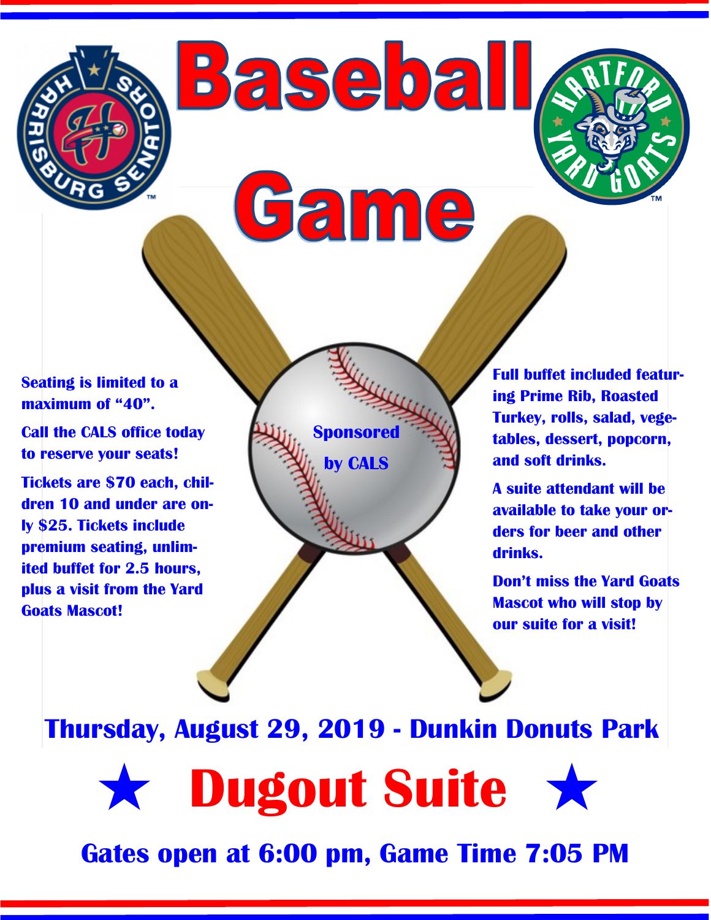# Baseball Game

Seating is limited to a maximum of "40".

Call the CALS office today to reserve your seats!

Tickets are $70 each, children 10 and under are only $25. Tickets include premium seating, unlimited buffet for 2.5 hours, plus a visit from the Yard Goats Mascot!

Sponsored by CALS

Full buffet included featuring Prime Rib, Roasted Turkey, rolls, salad, vegetables, dessert, popcorn, and soft drinks.

A suite attendant will be available to take your orders for beer and other drinks.

Don't miss the Yard Goats Mascot who will stop by our suite for a visit!

## Thursday, August 29, 2019 - Dunkin Donuts Park

# ★ Dugout Suite ★

## Gates open at 6:00 pm, Game Time 7:05 PM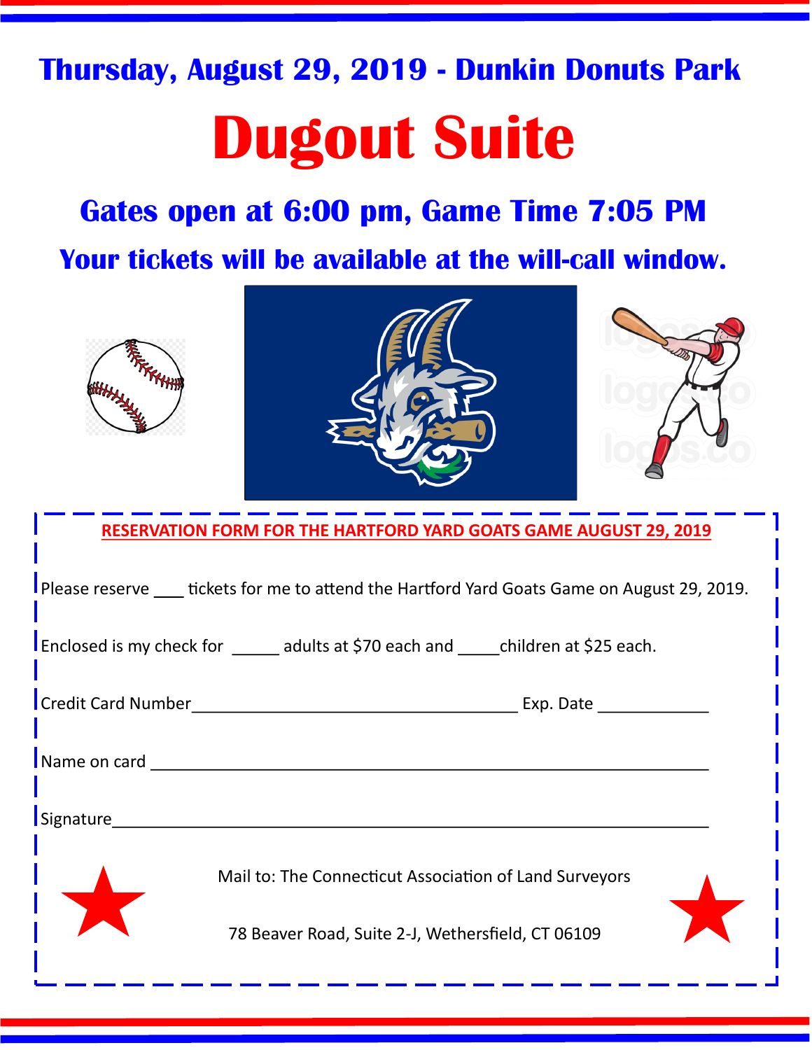## Thursday, August 29, 2019 - Dunkin Donuts Park

# Dugout Suite

## Gates open at 6:00 pm, Game Time 7:05 PM

### Your tickets will be available at the will-call window.

**RESERVATION FORM FOR THE HARTFORD YARD GOATS GAME AUGUST 29, 2019**

Please reserve ___ tickets for me to attend the Hartford Yard Goats Game on August 29, 2019.

Enclosed is my check for _____ adults at $70 each and _____children at $25 each.

Credit Card Number_____________________________________ Exp. Date ____________

Name on card _______________________________________________________________

Signature___________________________________________________________________

Mail to: The Connecticut Association of Land Surveyors

78 Beaver Road, Suite 2-J, Wethersfield, CT 06109